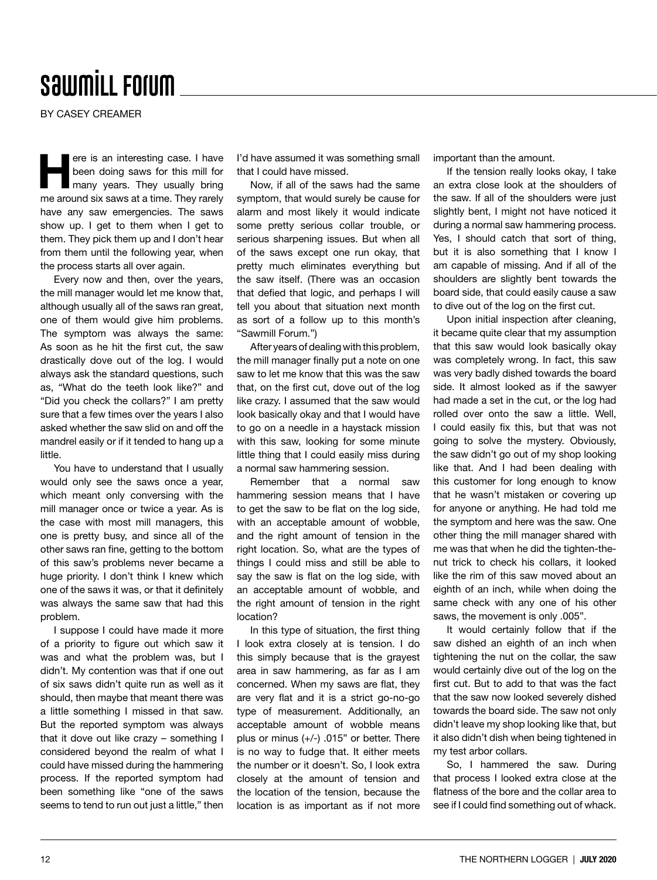# Sawmill Forum

BY CASEY CREAMER

Here is an interesting case. I have been doing saws for this mill for many years. They usually bring me around six saws at a time. They rarely have any saw emergencies. The saws show up. I get to them when I get to them. They pick them up and I don't hear from them until the following year, when the process starts all over again.

Every now and then, over the years, the mill manager would let me know that, although usually all of the saws ran great, one of them would give him problems. The symptom was always the same: As soon as he hit the first cut, the saw drastically dove out of the log. I would always ask the standard questions, such as, "What do the teeth look like?" and "Did you check the collars?" I am pretty sure that a few times over the years I also asked whether the saw slid on and off the mandrel easily or if it tended to hang up a little.

You have to understand that I usually would only see the saws once a year, which meant only conversing with the mill manager once or twice a year. As is the case with most mill managers, this one is pretty busy, and since all of the other saws ran fine, getting to the bottom of this saw's problems never became a huge priority. I don't think I knew which one of the saws it was, or that it definitely was always the same saw that had this problem.

I suppose I could have made it more of a priority to figure out which saw it was and what the problem was, but I didn't. My contention was that if one out of six saws didn't quite run as well as it should, then maybe that meant there was a little something I missed in that saw. But the reported symptom was always that it dove out like crazy – something I considered beyond the realm of what I could have missed during the hammering process. If the reported symptom had been something like "one of the saws seems to tend to run out just a little," then I'd have assumed it was something small that I could have missed.

Now, if all of the saws had the same symptom, that would surely be cause for alarm and most likely it would indicate some pretty serious collar trouble, or serious sharpening issues. But when all of the saws except one run okay, that pretty much eliminates everything but the saw itself. (There was an occasion that defied that logic, and perhaps I will tell you about that situation next month as sort of a follow up to this month's "Sawmill Forum.")

After years of dealing with this problem, the mill manager finally put a note on one saw to let me know that this was the saw that, on the first cut, dove out of the log like crazy. I assumed that the saw would look basically okay and that I would have to go on a needle in a haystack mission with this saw, looking for some minute little thing that I could easily miss during a normal saw hammering session.

Remember that a normal saw hammering session means that I have to get the saw to be flat on the log side, with an acceptable amount of wobble, and the right amount of tension in the right location. So, what are the types of things I could miss and still be able to say the saw is flat on the log side, with an acceptable amount of wobble, and the right amount of tension in the right location?

In this type of situation, the first thing I look extra closely at is tension. I do this simply because that is the grayest area in saw hammering, as far as I am concerned. When my saws are flat, they are very flat and it is a strict go-no-go type of measurement. Additionally, an acceptable amount of wobble means plus or minus (+/-) .015" or better. There is no way to fudge that. It either meets the number or it doesn't. So, I look extra closely at the amount of tension and the location of the tension, because the location is as important as if not more important than the amount.

If the tension really looks okay, I take an extra close look at the shoulders of the saw. If all of the shoulders were just slightly bent, I might not have noticed it during a normal saw hammering process. Yes, I should catch that sort of thing, but it is also something that I know I am capable of missing. And if all of the shoulders are slightly bent towards the board side, that could easily cause a saw to dive out of the log on the first cut.

Upon initial inspection after cleaning, it became quite clear that my assumption that this saw would look basically okay was completely wrong. In fact, this saw was very badly dished towards the board side. It almost looked as if the sawyer had made a set in the cut, or the log had rolled over onto the saw a little. Well, I could easily fix this, but that was not going to solve the mystery. Obviously, the saw didn't go out of my shop looking like that. And I had been dealing with this customer for long enough to know that he wasn't mistaken or covering up for anyone or anything. He had told me the symptom and here was the saw. One other thing the mill manager shared with me was that when he did the tighten-the-nut trick to check his collars, it looked like the rim of this saw moved about an eighth of an inch, while when doing the same check with any one of his other saws, the movement is only .005".

It would certainly follow that if the saw dished an eighth of an inch when tightening the nut on the collar, the saw would certainly dive out of the log on the first cut. But to add to that was the fact that the saw now looked severely dished towards the board side. The saw not only didn't leave my shop looking like that, but it also didn't dish when being tightened in my test arbor collars.

So, I hammered the saw. During that process I looked extra close at the flatness of the bore and the collar area to see if I could find something out of whack.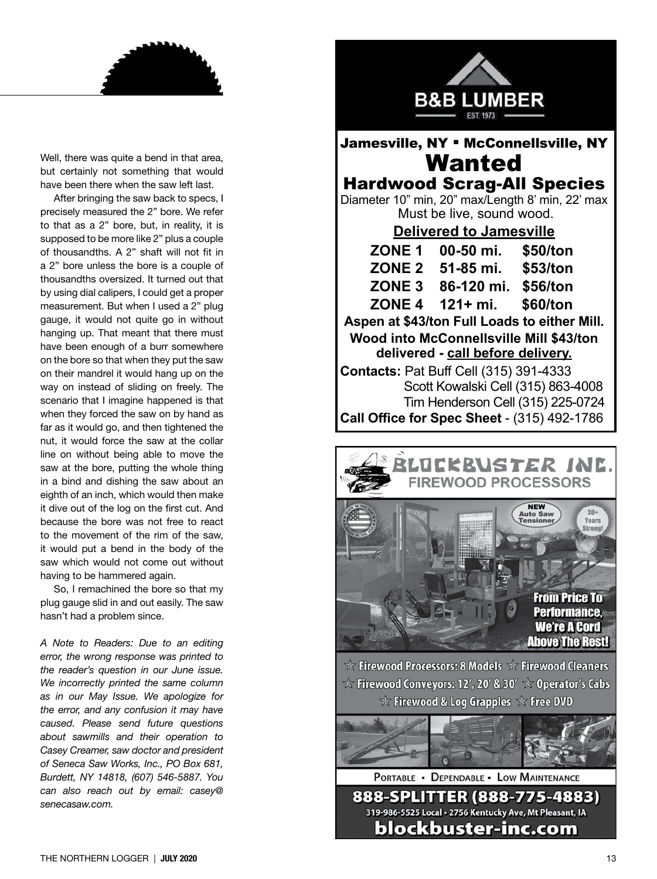Well, there was quite a bend in that area, but certainly not something that would have been there when the saw left last.

After bringing the saw back to specs, I precisely measured the 2" bore. We refer to that as a 2" bore, but, in reality, it is supposed to be more like 2" plus a couple of thousandths. A 2" shaft will not fit in a 2" bore unless the bore is a couple of thousandths oversized. It turned out that by using dial calipers, I could get a proper measurement. But when I used a 2" plug gauge, it would not quite go in without hanging up. That meant that there must have been enough of a burr somewhere on the bore so that when they put the saw on their mandrel it would hang up on the way on instead of sliding on freely. The scenario that I imagine happened is that when they forced the saw on by hand as far as it would go, and then tightened the nut, it would force the saw at the collar line on without being able to move the saw at the bore, putting the whole thing in a bind and dishing the saw about an eighth of an inch, which would then make it dive out of the log on the first cut. And because the bore was not free to react to the movement of the rim of the saw, it would put a bend in the body of the saw which would not come out without having to be hammered again.

So, I remachined the bore so that my plug gauge slid in and out easily. The saw hasn't had a problem since.

*A Note to Readers: Due to an editing error, the wrong response was printed to the reader's question in our June issue. We incorrectly printed the same column as in our May Issue. We apologize for the error, and any confusion it may have caused. Please send future questions about sawmills and their operation to Casey Creamer, saw doctor and president of Seneca Saw Works, Inc., PO Box 681, Burdett, NY 14818, (607) 546-5887. You can also reach out by email: casey@senecasaw.com.*

---

**B&B LUMBER**
EST. 1973

**Jamesville, NY ▪ McConnellsville, NY**

# Wanted

## Hardwood Scrag-All Species

Diameter 10" min, 20" max/Length 8' min, 22' max
Must be live, sound wood.

**Delivered to Jamesville**

| | | |
|---|---|---|
| **ZONE 1** | **00-50 mi.** | **$50/ton** |
| **ZONE 2** | **51-85 mi.** | **$53/ton** |
| **ZONE 3** | **86-120 mi.** | **$56/ton** |
| **ZONE 4** | **121+ mi.** | **$60/ton** |

**Aspen at $43/ton Full Loads to either Mill.**

**Wood into McConnellsville Mill $43/ton delivered - call before delivery.**

**Contacts:** Pat Buff Cell (315) 391-4333
Scott Kowalski Cell (315) 863-4008
Tim Henderson Cell (315) 225-0724

**Call Office for Spec Sheet** - (315) 492-1786

---

**BLOCKBUSTER INC.**
**FIREWOOD PROCESSORS**

NEW Auto Saw Tensioner

30+ Years Strong!

Made in the USA

**From Price To Performance, We're A Cord Above The Rest!**

☆ Firewood Processors: 8 Models ☆ Firewood Cleaners
☆ Firewood Conveyors: 12', 20' & 30' ☆ Operator's Cabs
☆ Firewood & Log Grapples ☆ Free DVD

PORTABLE • DEPENDABLE • LOW MAINTENANCE

**888-SPLITTER (888-775-4883)**
319-986-5525 Local • 2756 Kentucky Ave, Mt Pleasant, IA
**blockbuster-inc.com**